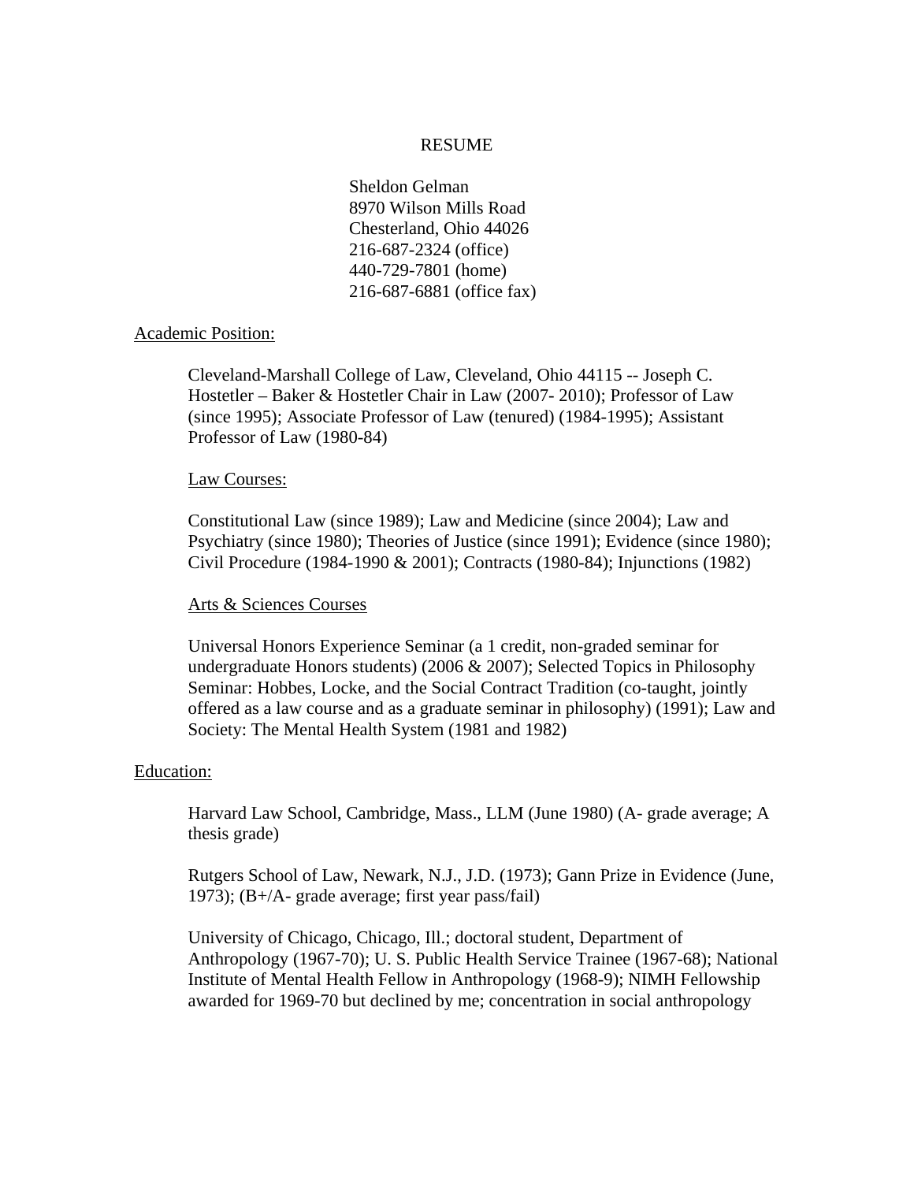# RESUME

Sheldon Gelman
8970 Wilson Mills Road
Chesterland, Ohio 44026
216-687-2324 (office)
440-729-7801 (home)
216-687-6881 (office fax)

## Academic Position:

Cleveland-Marshall College of Law, Cleveland, Ohio 44115 -- Joseph C. Hostetler – Baker & Hostetler Chair in Law (2007- 2010); Professor of Law (since 1995); Associate Professor of Law (tenured) (1984-1995); Assistant Professor of Law (1980-84)

### Law Courses:

Constitutional Law (since 1989); Law and Medicine (since 2004); Law and Psychiatry (since 1980); Theories of Justice (since 1991); Evidence (since 1980); Civil Procedure (1984-1990 & 2001); Contracts (1980-84); Injunctions (1982)

### Arts & Sciences Courses

Universal Honors Experience Seminar (a 1 credit, non-graded seminar for undergraduate Honors students) (2006 & 2007); Selected Topics in Philosophy Seminar: Hobbes, Locke, and the Social Contract Tradition (co-taught, jointly offered as a law course and as a graduate seminar in philosophy) (1991); Law and Society: The Mental Health System (1981 and 1982)

## Education:

Harvard Law School, Cambridge, Mass., LLM (June 1980) (A- grade average; A thesis grade)

Rutgers School of Law, Newark, N.J., J.D. (1973); Gann Prize in Evidence (June, 1973); (B+/A- grade average; first year pass/fail)

University of Chicago, Chicago, Ill.; doctoral student, Department of Anthropology (1967-70); U. S. Public Health Service Trainee (1967-68); National Institute of Mental Health Fellow in Anthropology (1968-9); NIMH Fellowship awarded for 1969-70 but declined by me; concentration in social anthropology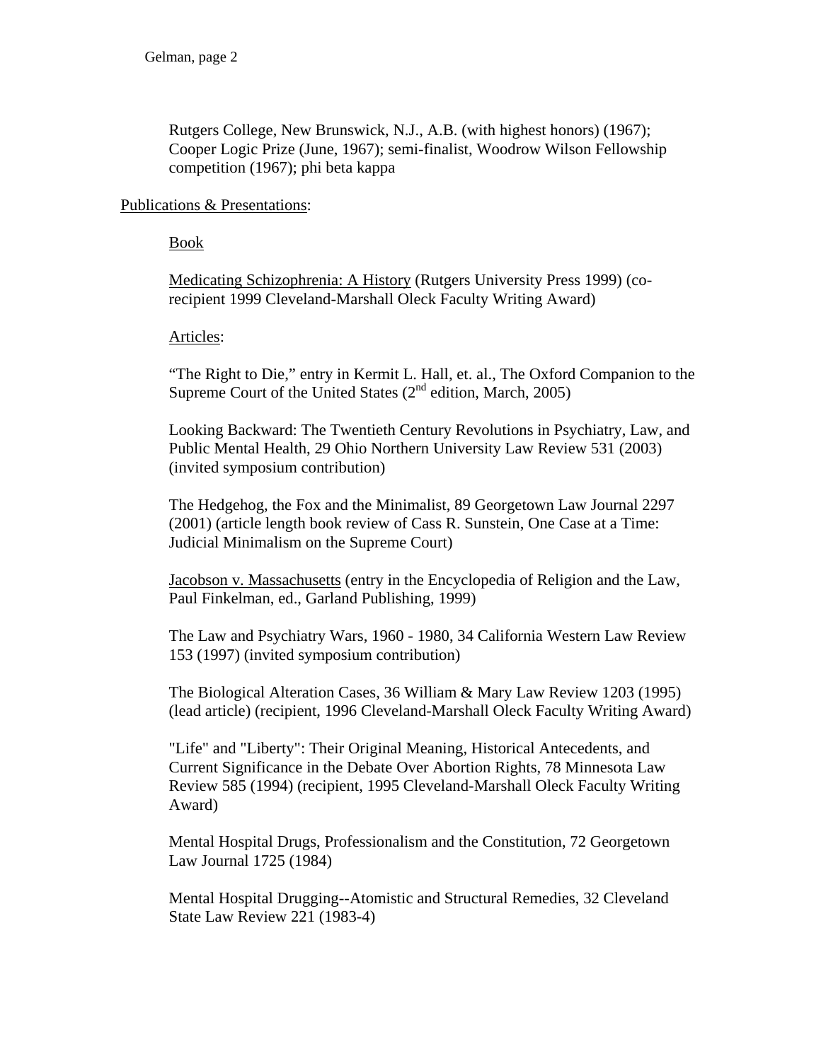Rutgers College, New Brunswick, N.J., A.B. (with highest honors) (1967); Cooper Logic Prize (June, 1967); semi-finalist, Woodrow Wilson Fellowship competition (1967); phi beta kappa

Publications & Presentations:

Book

Medicating Schizophrenia: A History (Rutgers University Press 1999) (co-recipient 1999 Cleveland-Marshall Oleck Faculty Writing Award)

Articles:

"The Right to Die," entry in Kermit L. Hall, et. al., The Oxford Companion to the Supreme Court of the United States (2nd edition, March, 2005)

Looking Backward: The Twentieth Century Revolutions in Psychiatry, Law, and Public Mental Health, 29 Ohio Northern University Law Review 531 (2003) (invited symposium contribution)

The Hedgehog, the Fox and the Minimalist, 89 Georgetown Law Journal 2297 (2001) (article length book review of Cass R. Sunstein, One Case at a Time: Judicial Minimalism on the Supreme Court)

Jacobson v. Massachusetts (entry in the Encyclopedia of Religion and the Law, Paul Finkelman, ed., Garland Publishing, 1999)

The Law and Psychiatry Wars, 1960 - 1980, 34 California Western Law Review 153 (1997) (invited symposium contribution)

The Biological Alteration Cases, 36 William & Mary Law Review 1203 (1995) (lead article) (recipient, 1996 Cleveland-Marshall Oleck Faculty Writing Award)

"Life" and "Liberty": Their Original Meaning, Historical Antecedents, and Current Significance in the Debate Over Abortion Rights, 78 Minnesota Law Review 585 (1994) (recipient, 1995 Cleveland-Marshall Oleck Faculty Writing Award)

Mental Hospital Drugs, Professionalism and the Constitution, 72 Georgetown Law Journal 1725 (1984)

Mental Hospital Drugging--Atomistic and Structural Remedies, 32 Cleveland State Law Review 221 (1983-4)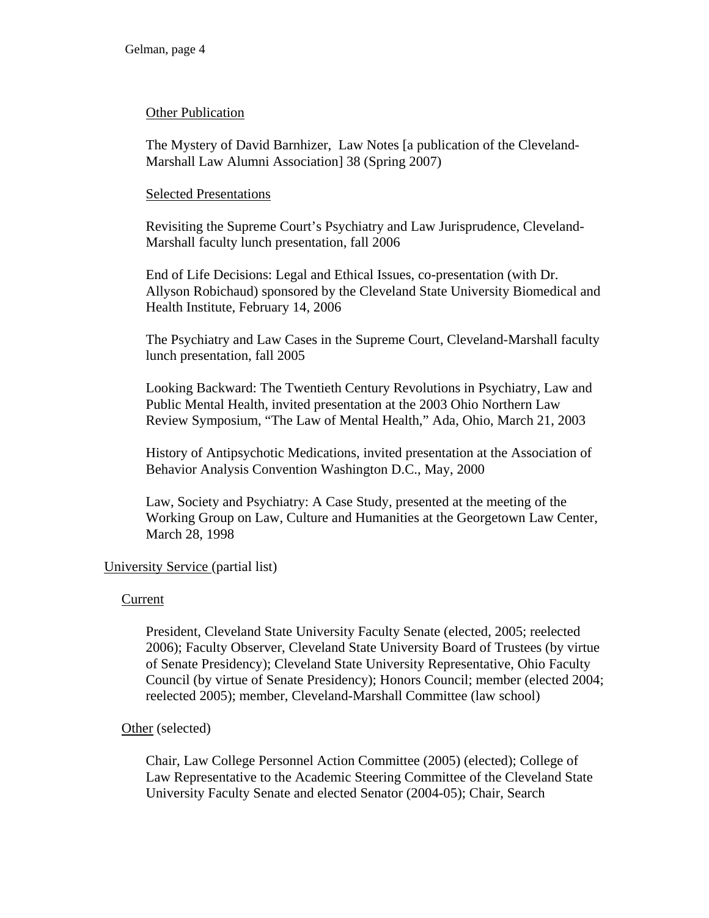### Other Publication

The Mystery of David Barnhizer, Law Notes [a publication of the Cleveland-Marshall Law Alumni Association] 38 (Spring 2007)

### Selected Presentations

Revisiting the Supreme Court's Psychiatry and Law Jurisprudence, Cleveland-Marshall faculty lunch presentation, fall 2006

End of Life Decisions: Legal and Ethical Issues, co-presentation (with Dr. Allyson Robichaud) sponsored by the Cleveland State University Biomedical and Health Institute, February 14, 2006

The Psychiatry and Law Cases in the Supreme Court, Cleveland-Marshall faculty lunch presentation, fall 2005

Looking Backward: The Twentieth Century Revolutions in Psychiatry, Law and Public Mental Health, invited presentation at the 2003 Ohio Northern Law Review Symposium, "The Law of Mental Health," Ada, Ohio, March 21, 2003

History of Antipsychotic Medications, invited presentation at the Association of Behavior Analysis Convention Washington D.C., May, 2000

Law, Society and Psychiatry: A Case Study, presented at the meeting of the Working Group on Law, Culture and Humanities at the Georgetown Law Center, March 28, 1998

## University Service (partial list)

### Current

President, Cleveland State University Faculty Senate (elected, 2005; reelected 2006); Faculty Observer, Cleveland State University Board of Trustees (by virtue of Senate Presidency); Cleveland State University Representative, Ohio Faculty Council (by virtue of Senate Presidency); Honors Council; member (elected 2004; reelected 2005); member, Cleveland-Marshall Committee (law school)

### Other (selected)

Chair, Law College Personnel Action Committee (2005) (elected); College of Law Representative to the Academic Steering Committee of the Cleveland State University Faculty Senate and elected Senator (2004-05); Chair, Search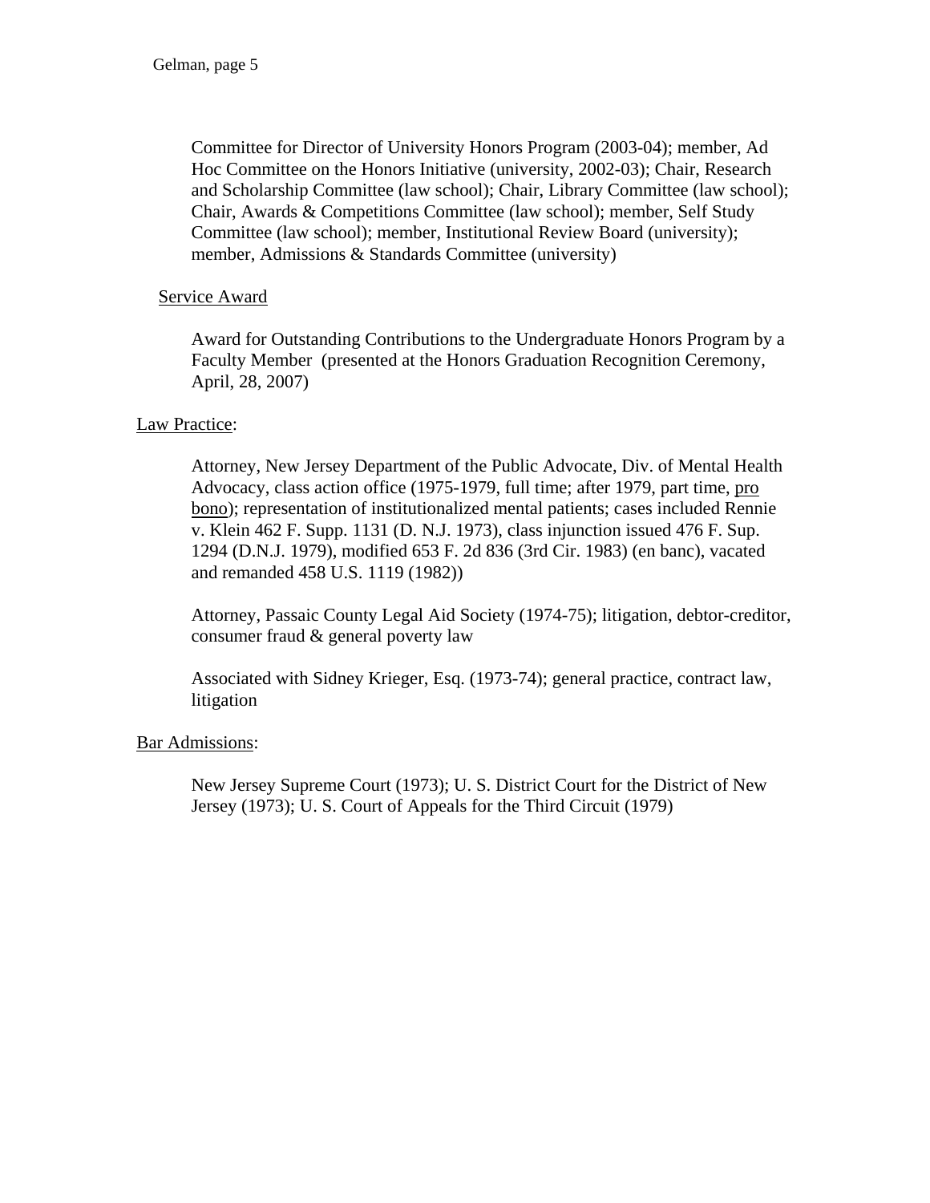Committee for Director of University Honors Program (2003-04); member, Ad Hoc Committee on the Honors Initiative (university, 2002-03); Chair, Research and Scholarship Committee (law school); Chair, Library Committee (law school); Chair, Awards & Competitions Committee (law school); member, Self Study Committee (law school); member, Institutional Review Board (university); member, Admissions & Standards Committee (university)

Service Award

Award for Outstanding Contributions to the Undergraduate Honors Program by a Faculty Member (presented at the Honors Graduation Recognition Ceremony, April, 28, 2007)

Law Practice:

Attorney, New Jersey Department of the Public Advocate, Div. of Mental Health Advocacy, class action office (1975-1979, full time; after 1979, part time, pro bono); representation of institutionalized mental patients; cases included Rennie v. Klein 462 F. Supp. 1131 (D. N.J. 1973), class injunction issued 476 F. Sup. 1294 (D.N.J. 1979), modified 653 F. 2d 836 (3rd Cir. 1983) (en banc), vacated and remanded 458 U.S. 1119 (1982))

Attorney, Passaic County Legal Aid Society (1974-75); litigation, debtor-creditor, consumer fraud & general poverty law

Associated with Sidney Krieger, Esq. (1973-74); general practice, contract law, litigation

Bar Admissions:

New Jersey Supreme Court (1973); U. S. District Court for the District of New Jersey (1973); U. S. Court of Appeals for the Third Circuit (1979)